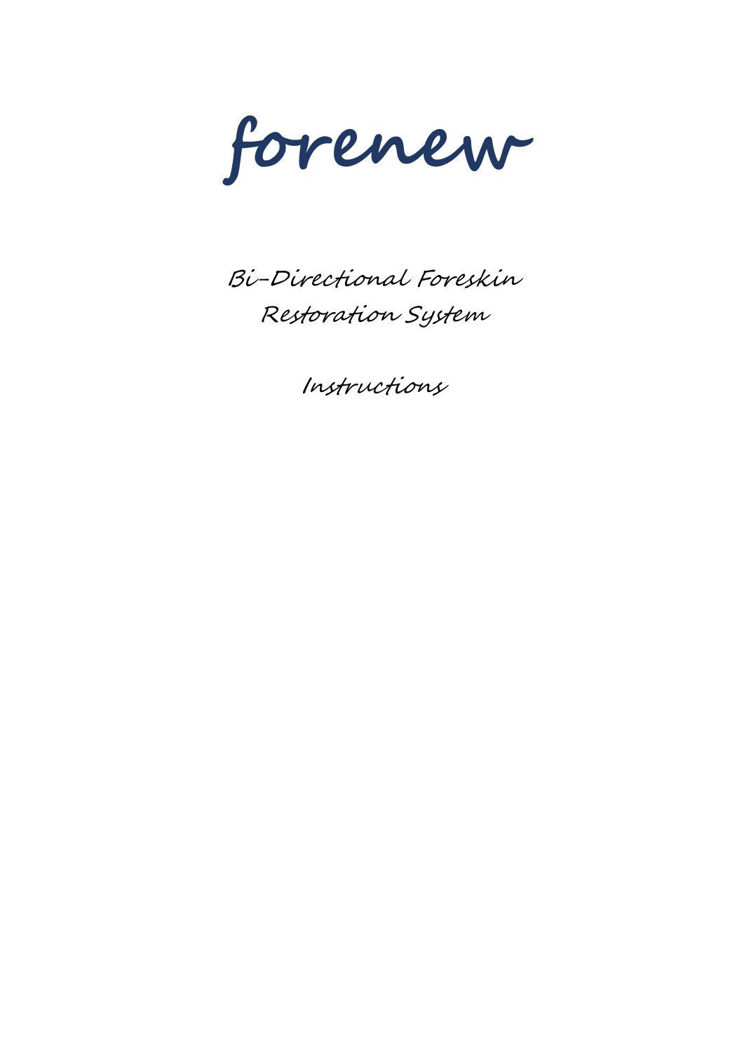# forenew

## Bi-Directional Foreskin Restoration System

### Instructions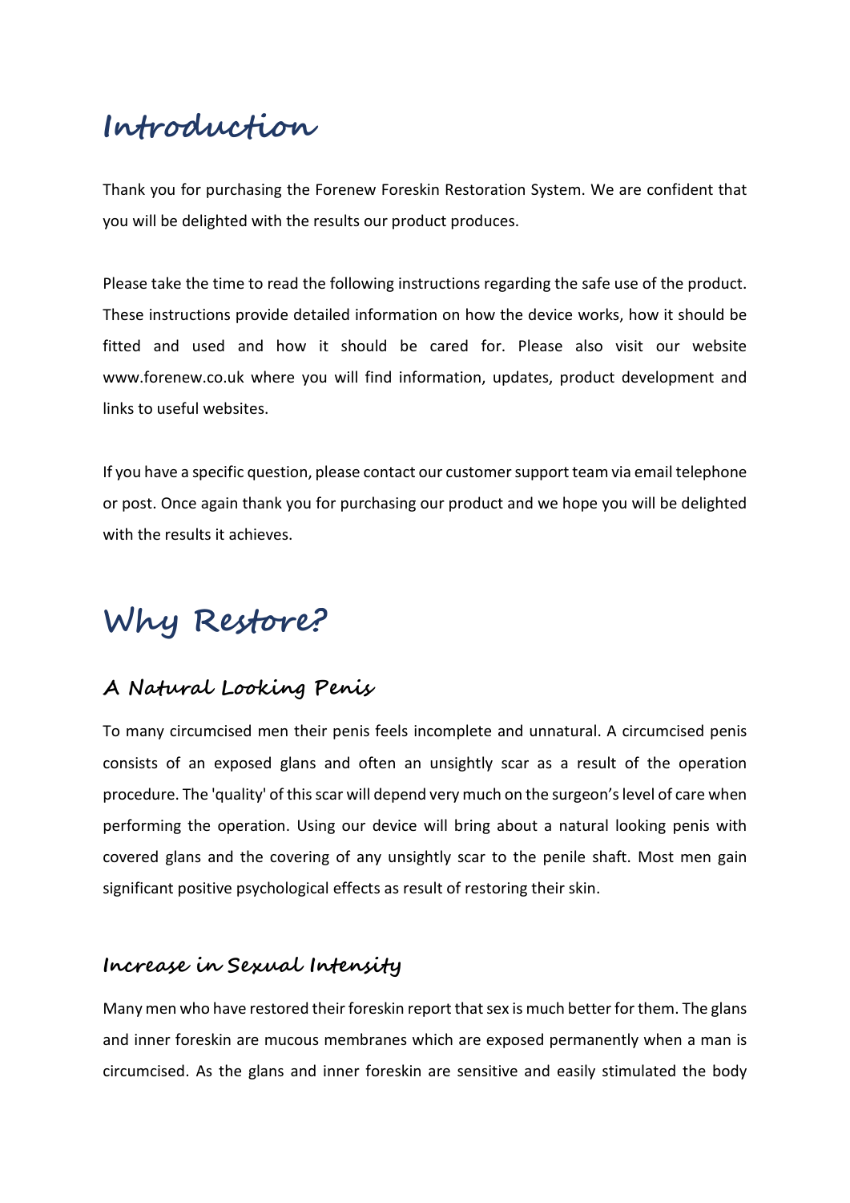# Introduction

Thank you for purchasing the Forenew Foreskin Restoration System. We are confident that you will be delighted with the results our product produces.

Please take the time to read the following instructions regarding the safe use of the product. These instructions provide detailed information on how the device works, how it should be fitted and used and how it should be cared for. Please also visit our website www.forenew.co.uk where you will find information, updates, product development and links to useful websites.

If you have a specific question, please contact our customer support team via email telephone or post. Once again thank you for purchasing our product and we hope you will be delighted with the results it achieves.

# Why Restore?

## A Natural Looking Penis

To many circumcised men their penis feels incomplete and unnatural. A circumcised penis consists of an exposed glans and often an unsightly scar as a result of the operation procedure. The 'quality' of this scar will depend very much on the surgeon's level of care when performing the operation. Using our device will bring about a natural looking penis with covered glans and the covering of any unsightly scar to the penile shaft. Most men gain significant positive psychological effects as result of restoring their skin.

## Increase in Sexual Intensity

Many men who have restored their foreskin report that sex is much better for them. The glans and inner foreskin are mucous membranes which are exposed permanently when a man is circumcised. As the glans and inner foreskin are sensitive and easily stimulated the body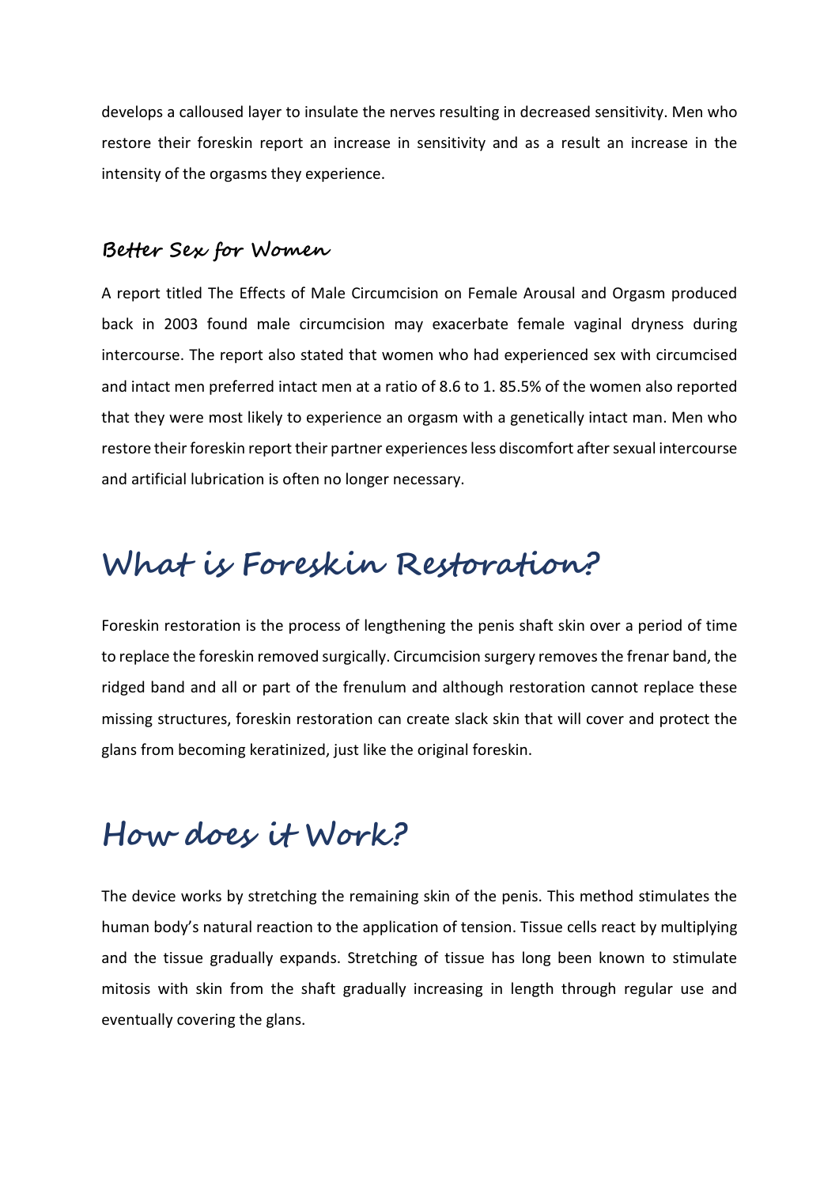develops a calloused layer to insulate the nerves resulting in decreased sensitivity. Men who restore their foreskin report an increase in sensitivity and as a result an increase in the intensity of the orgasms they experience.

### Better Sex for Women

A report titled The Effects of Male Circumcision on Female Arousal and Orgasm produced back in 2003 found male circumcision may exacerbate female vaginal dryness during intercourse. The report also stated that women who had experienced sex with circumcised and intact men preferred intact men at a ratio of 8.6 to 1. 85.5% of the women also reported that they were most likely to experience an orgasm with a genetically intact man. Men who restore their foreskin report their partner experiences less discomfort after sexual intercourse and artificial lubrication is often no longer necessary.

## What is Foreskin Restoration?

Foreskin restoration is the process of lengthening the penis shaft skin over a period of time to replace the foreskin removed surgically. Circumcision surgery removes the frenar band, the ridged band and all or part of the frenulum and although restoration cannot replace these missing structures, foreskin restoration can create slack skin that will cover and protect the glans from becoming keratinized, just like the original foreskin.

## How does it Work?

The device works by stretching the remaining skin of the penis. This method stimulates the human body's natural reaction to the application of tension. Tissue cells react by multiplying and the tissue gradually expands. Stretching of tissue has long been known to stimulate mitosis with skin from the shaft gradually increasing in length through regular use and eventually covering the glans.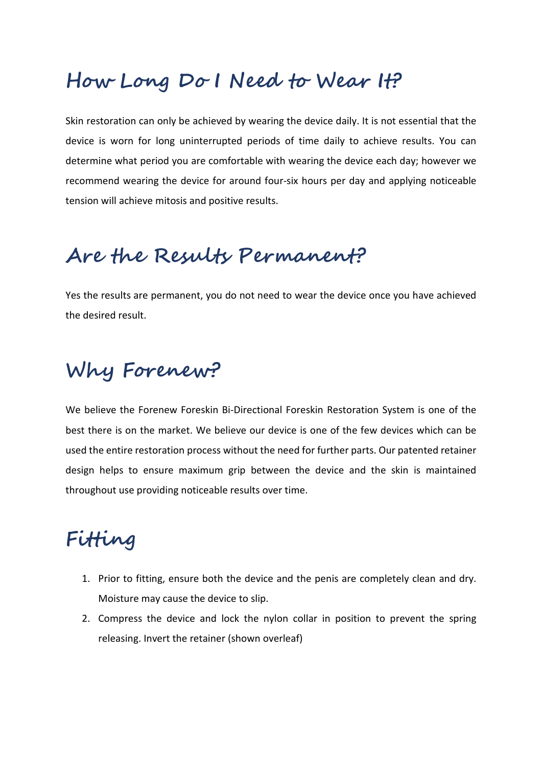## How Long Do I Need to Wear It?

Skin restoration can only be achieved by wearing the device daily. It is not essential that the device is worn for long uninterrupted periods of time daily to achieve results. You can determine what period you are comfortable with wearing the device each day; however we recommend wearing the device for around four-six hours per day and applying noticeable tension will achieve mitosis and positive results.

## Are the Results Permanent?

Yes the results are permanent, you do not need to wear the device once you have achieved the desired result.

## Why Forenew?

We believe the Forenew Foreskin Bi-Directional Foreskin Restoration System is one of the best there is on the market. We believe our device is one of the few devices which can be used the entire restoration process without the need for further parts. Our patented retainer design helps to ensure maximum grip between the device and the skin is maintained throughout use providing noticeable results over time.

## Fitting

1. Prior to fitting, ensure both the device and the penis are completely clean and dry. Moisture may cause the device to slip.
2. Compress the device and lock the nylon collar in position to prevent the spring releasing. Invert the retainer (shown overleaf)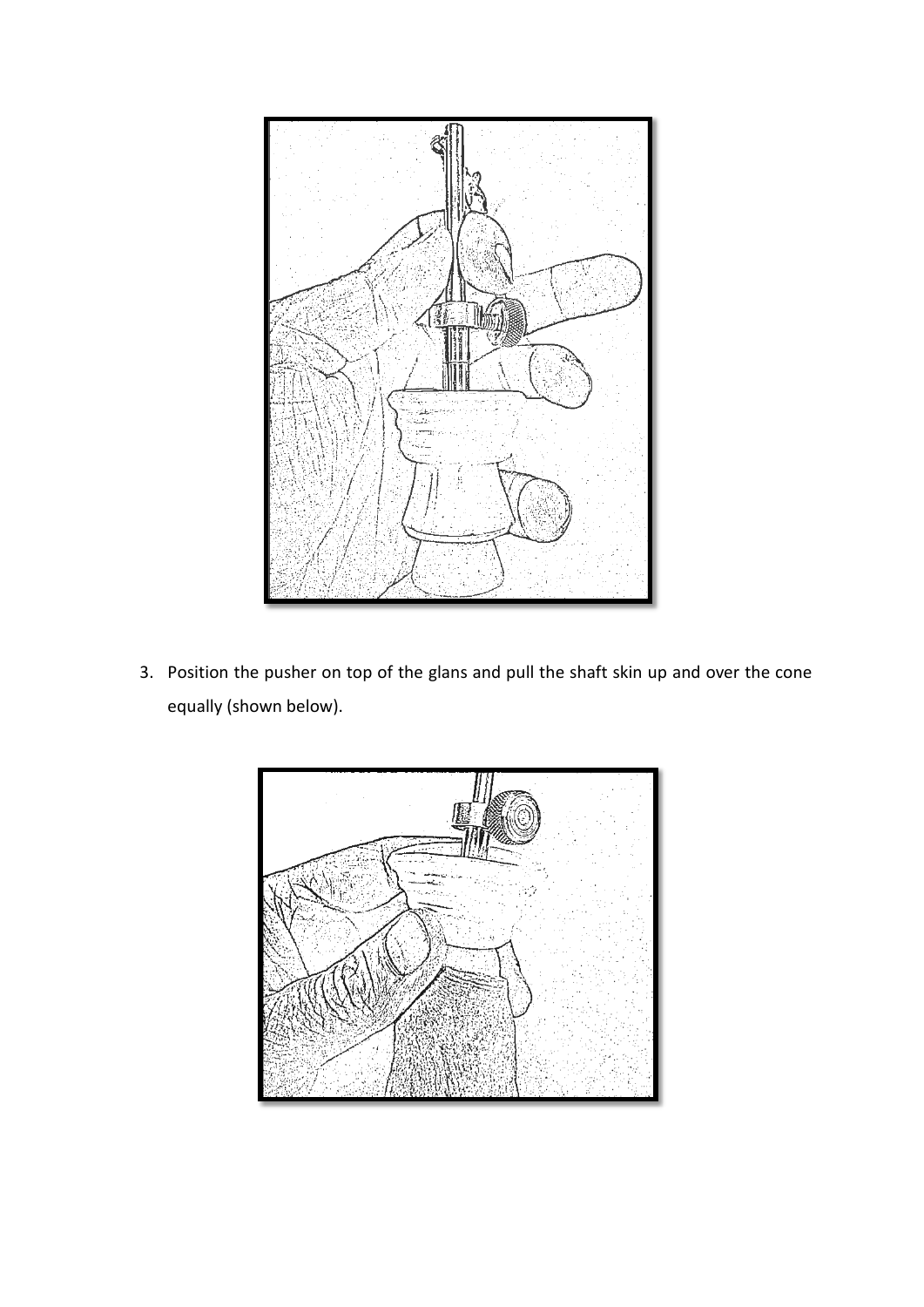3. Position the pusher on top of the glans and pull the shaft skin up and over the cone equally (shown below).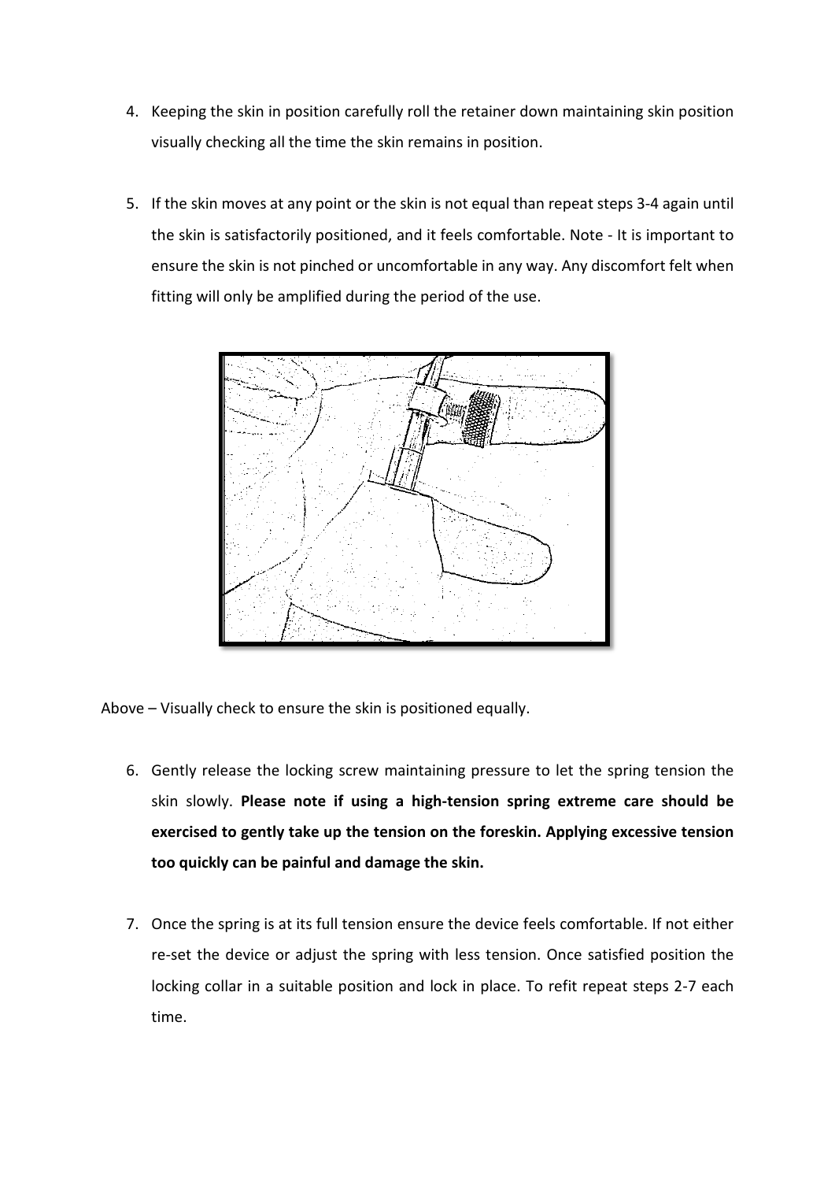4. Keeping the skin in position carefully roll the retainer down maintaining skin position visually checking all the time the skin remains in position.

5. If the skin moves at any point or the skin is not equal than repeat steps 3-4 again until the skin is satisfactorily positioned, and it feels comfortable. Note - It is important to ensure the skin is not pinched or uncomfortable in any way. Any discomfort felt when fitting will only be amplified during the period of the use.

Above – Visually check to ensure the skin is positioned equally.

6. Gently release the locking screw maintaining pressure to let the spring tension the skin slowly. **Please note if using a high-tension spring extreme care should be exercised to gently take up the tension on the foreskin. Applying excessive tension too quickly can be painful and damage the skin.**

7. Once the spring is at its full tension ensure the device feels comfortable. If not either re-set the device or adjust the spring with less tension. Once satisfied position the locking collar in a suitable position and lock in place. To refit repeat steps 2-7 each time.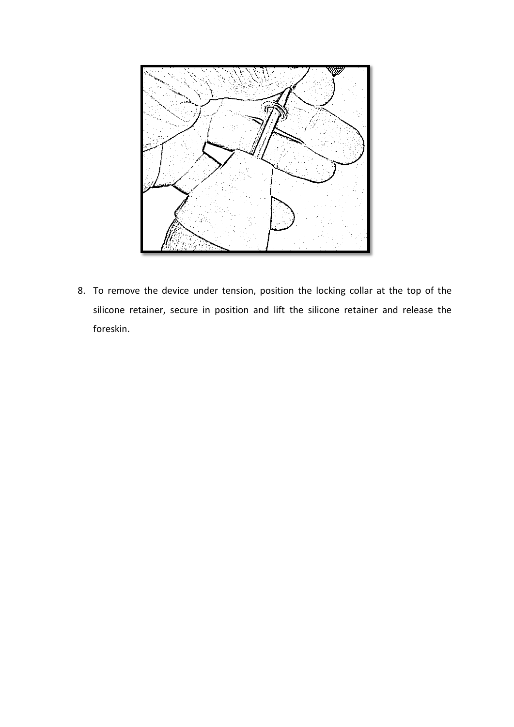8. To remove the device under tension, position the locking collar at the top of the silicone retainer, secure in position and lift the silicone retainer and release the foreskin.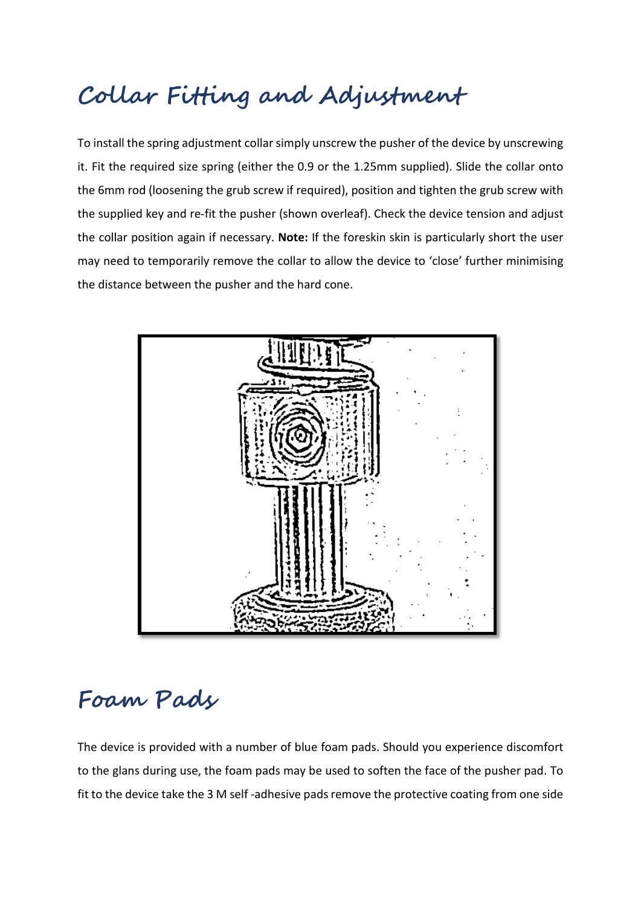# Collar Fitting and Adjustment

To install the spring adjustment collar simply unscrew the pusher of the device by unscrewing it. Fit the required size spring (either the 0.9 or the 1.25mm supplied). Slide the collar onto the 6mm rod (loosening the grub screw if required), position and tighten the grub screw with the supplied key and re-fit the pusher (shown overleaf). Check the device tension and adjust the collar position again if necessary. **Note:** If the foreskin skin is particularly short the user may need to temporarily remove the collar to allow the device to 'close' further minimising the distance between the pusher and the hard cone.

# Foam Pads

The device is provided with a number of blue foam pads. Should you experience discomfort to the glans during use, the foam pads may be used to soften the face of the pusher pad. To fit to the device take the 3 M self -adhesive pads remove the protective coating from one side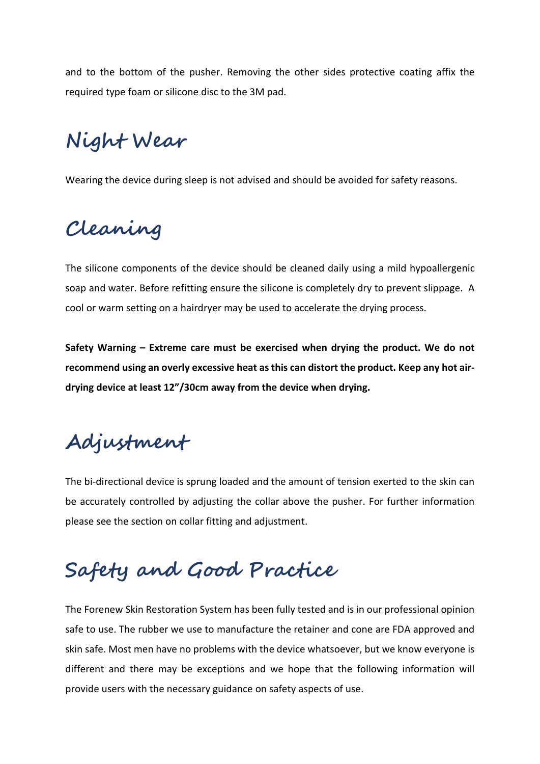and to the bottom of the pusher. Removing the other sides protective coating affix the required type foam or silicone disc to the 3M pad.

## Night Wear

Wearing the device during sleep is not advised and should be avoided for safety reasons.

## Cleaning

The silicone components of the device should be cleaned daily using a mild hypoallergenic soap and water. Before refitting ensure the silicone is completely dry to prevent slippage. A cool or warm setting on a hairdryer may be used to accelerate the drying process.

**Safety Warning – Extreme care must be exercised when drying the product. We do not recommend using an overly excessive heat as this can distort the product. Keep any hot air-drying device at least 12"/30cm away from the device when drying.**

## Adjustment

The bi-directional device is sprung loaded and the amount of tension exerted to the skin can be accurately controlled by adjusting the collar above the pusher. For further information please see the section on collar fitting and adjustment.

## Safety and Good Practice

The Forenew Skin Restoration System has been fully tested and is in our professional opinion safe to use. The rubber we use to manufacture the retainer and cone are FDA approved and skin safe. Most men have no problems with the device whatsoever, but we know everyone is different and there may be exceptions and we hope that the following information will provide users with the necessary guidance on safety aspects of use.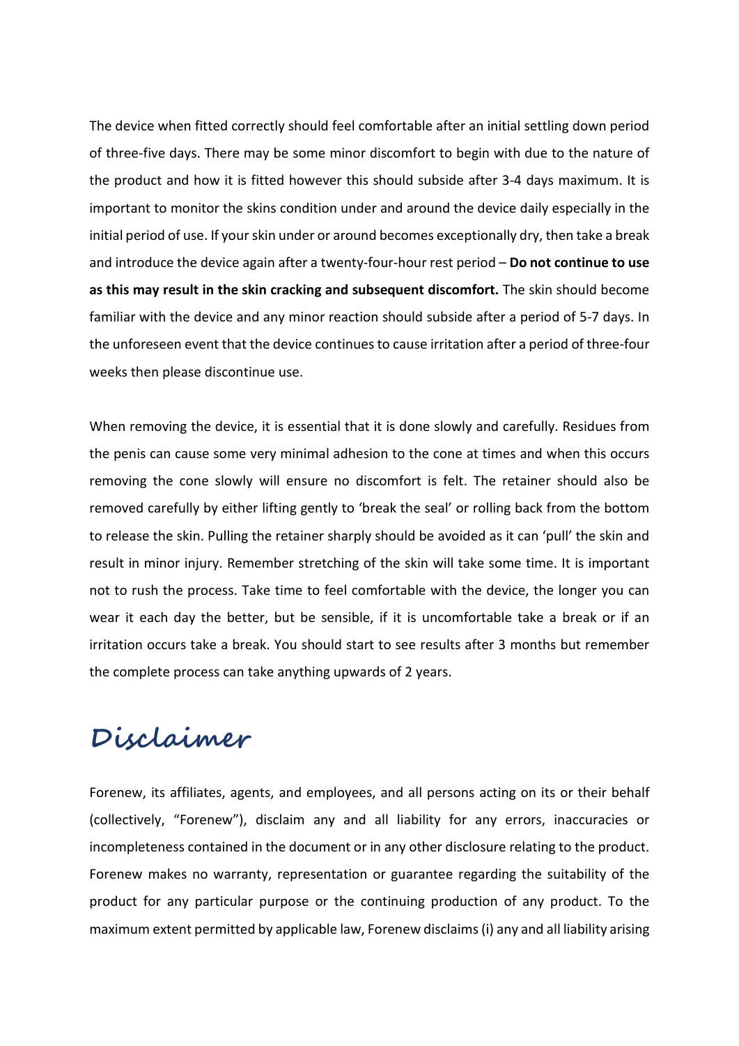The device when fitted correctly should feel comfortable after an initial settling down period of three-five days. There may be some minor discomfort to begin with due to the nature of the product and how it is fitted however this should subside after 3-4 days maximum. It is important to monitor the skins condition under and around the device daily especially in the initial period of use. If your skin under or around becomes exceptionally dry, then take a break and introduce the device again after a twenty-four-hour rest period – **Do not continue to use as this may result in the skin cracking and subsequent discomfort.** The skin should become familiar with the device and any minor reaction should subside after a period of 5-7 days. In the unforeseen event that the device continues to cause irritation after a period of three-four weeks then please discontinue use.

When removing the device, it is essential that it is done slowly and carefully. Residues from the penis can cause some very minimal adhesion to the cone at times and when this occurs removing the cone slowly will ensure no discomfort is felt. The retainer should also be removed carefully by either lifting gently to 'break the seal' or rolling back from the bottom to release the skin. Pulling the retainer sharply should be avoided as it can 'pull' the skin and result in minor injury. Remember stretching of the skin will take some time. It is important not to rush the process. Take time to feel comfortable with the device, the longer you can wear it each day the better, but be sensible, if it is uncomfortable take a break or if an irritation occurs take a break. You should start to see results after 3 months but remember the complete process can take anything upwards of 2 years.

# Disclaimer

Forenew, its affiliates, agents, and employees, and all persons acting on its or their behalf (collectively, "Forenew"), disclaim any and all liability for any errors, inaccuracies or incompleteness contained in the document or in any other disclosure relating to the product. Forenew makes no warranty, representation or guarantee regarding the suitability of the product for any particular purpose or the continuing production of any product. To the maximum extent permitted by applicable law, Forenew disclaims (i) any and all liability arising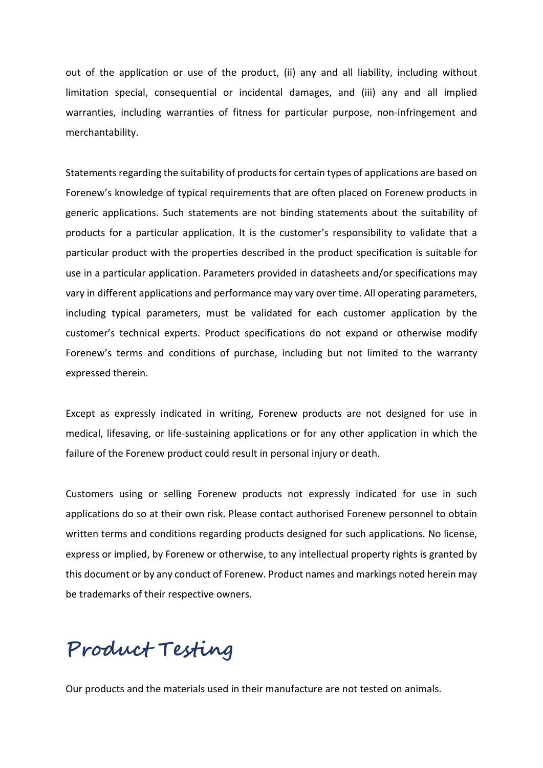out of the application or use of the product, (ii) any and all liability, including without limitation special, consequential or incidental damages, and (iii) any and all implied warranties, including warranties of fitness for particular purpose, non-infringement and merchantability.

Statements regarding the suitability of products for certain types of applications are based on Forenew's knowledge of typical requirements that are often placed on Forenew products in generic applications. Such statements are not binding statements about the suitability of products for a particular application. It is the customer's responsibility to validate that a particular product with the properties described in the product specification is suitable for use in a particular application. Parameters provided in datasheets and/or specifications may vary in different applications and performance may vary over time. All operating parameters, including typical parameters, must be validated for each customer application by the customer's technical experts. Product specifications do not expand or otherwise modify Forenew's terms and conditions of purchase, including but not limited to the warranty expressed therein.

Except as expressly indicated in writing, Forenew products are not designed for use in medical, lifesaving, or life-sustaining applications or for any other application in which the failure of the Forenew product could result in personal injury or death.

Customers using or selling Forenew products not expressly indicated for use in such applications do so at their own risk. Please contact authorised Forenew personnel to obtain written terms and conditions regarding products designed for such applications. No license, express or implied, by Forenew or otherwise, to any intellectual property rights is granted by this document or by any conduct of Forenew. Product names and markings noted herein may be trademarks of their respective owners.

# Product Testing

Our products and the materials used in their manufacture are not tested on animals.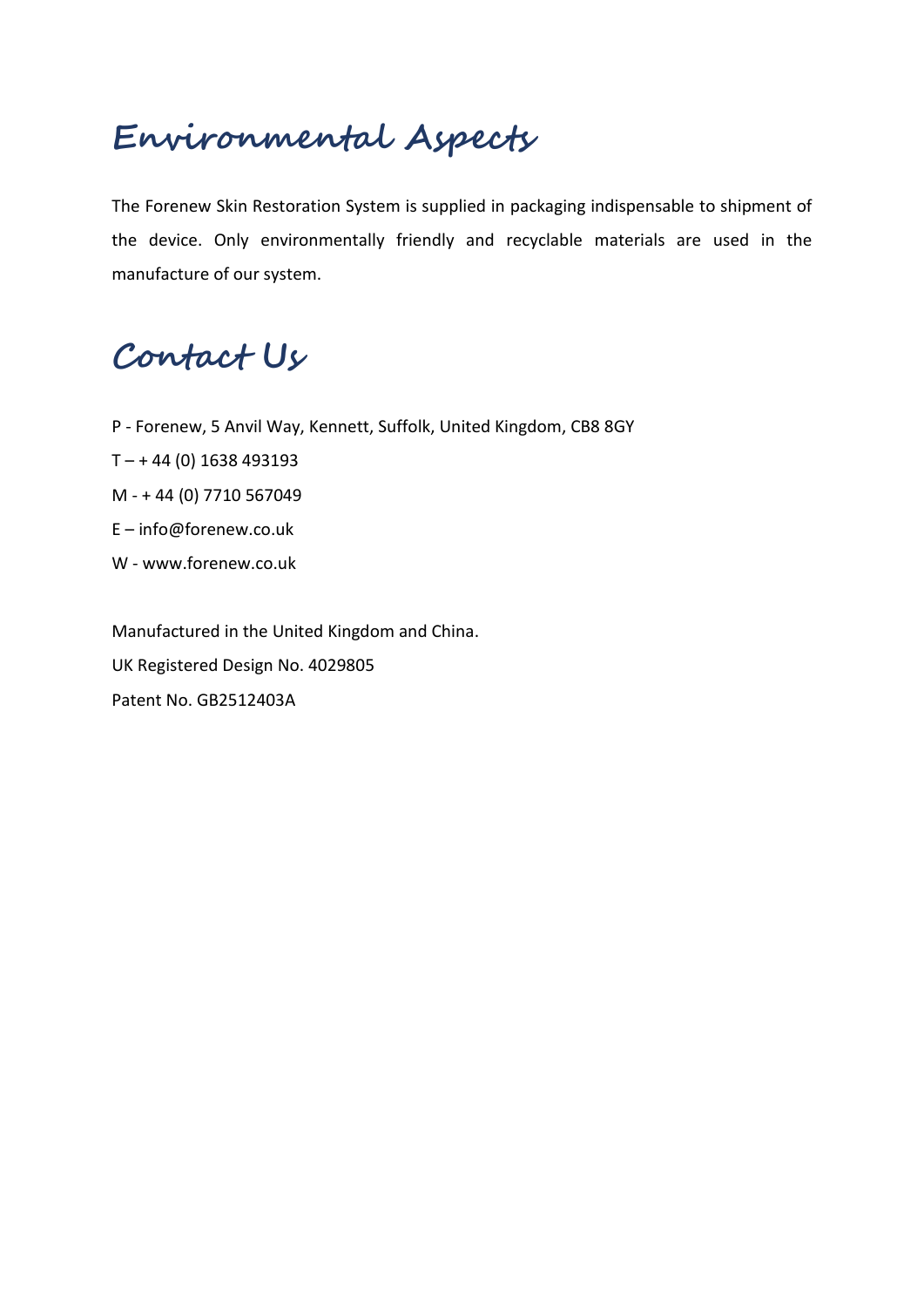# Environmental Aspects

The Forenew Skin Restoration System is supplied in packaging indispensable to shipment of the device. Only environmentally friendly and recyclable materials are used in the manufacture of our system.

# Contact Us

P - Forenew, 5 Anvil Way, Kennett, Suffolk, United Kingdom, CB8 8GY

T – + 44 (0) 1638 493193

M - + 44 (0) 7710 567049

E – info@forenew.co.uk

W - www.forenew.co.uk

Manufactured in the United Kingdom and China.

UK Registered Design No. 4029805

Patent No. GB2512403A